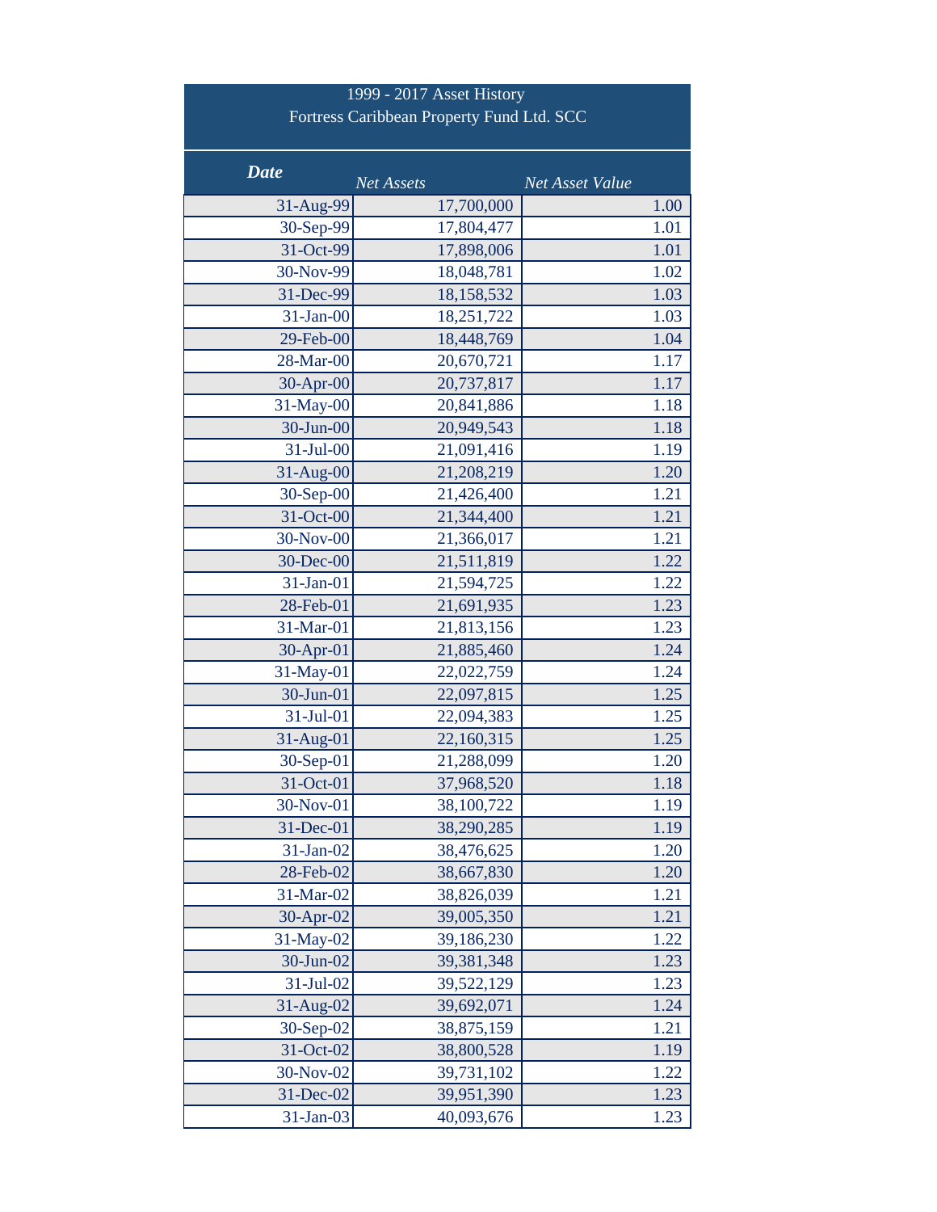# 1999 - 2017 Asset History
## Fortress Caribbean Property Fund Ltd. SCC

| ***Date*** | *Net Assets* | *Net Asset Value* |
|---:|---:|---:|
| 31-Aug-99 | 17,700,000 | 1.00 |
| 30-Sep-99 | 17,804,477 | 1.01 |
| 31-Oct-99 | 17,898,006 | 1.01 |
| 30-Nov-99 | 18,048,781 | 1.02 |
| 31-Dec-99 | 18,158,532 | 1.03 |
| 31-Jan-00 | 18,251,722 | 1.03 |
| 29-Feb-00 | 18,448,769 | 1.04 |
| 28-Mar-00 | 20,670,721 | 1.17 |
| 30-Apr-00 | 20,737,817 | 1.17 |
| 31-May-00 | 20,841,886 | 1.18 |
| 30-Jun-00 | 20,949,543 | 1.18 |
| 31-Jul-00 | 21,091,416 | 1.19 |
| 31-Aug-00 | 21,208,219 | 1.20 |
| 30-Sep-00 | 21,426,400 | 1.21 |
| 31-Oct-00 | 21,344,400 | 1.21 |
| 30-Nov-00 | 21,366,017 | 1.21 |
| 30-Dec-00 | 21,511,819 | 1.22 |
| 31-Jan-01 | 21,594,725 | 1.22 |
| 28-Feb-01 | 21,691,935 | 1.23 |
| 31-Mar-01 | 21,813,156 | 1.23 |
| 30-Apr-01 | 21,885,460 | 1.24 |
| 31-May-01 | 22,022,759 | 1.24 |
| 30-Jun-01 | 22,097,815 | 1.25 |
| 31-Jul-01 | 22,094,383 | 1.25 |
| 31-Aug-01 | 22,160,315 | 1.25 |
| 30-Sep-01 | 21,288,099 | 1.20 |
| 31-Oct-01 | 37,968,520 | 1.18 |
| 30-Nov-01 | 38,100,722 | 1.19 |
| 31-Dec-01 | 38,290,285 | 1.19 |
| 31-Jan-02 | 38,476,625 | 1.20 |
| 28-Feb-02 | 38,667,830 | 1.20 |
| 31-Mar-02 | 38,826,039 | 1.21 |
| 30-Apr-02 | 39,005,350 | 1.21 |
| 31-May-02 | 39,186,230 | 1.22 |
| 30-Jun-02 | 39,381,348 | 1.23 |
| 31-Jul-02 | 39,522,129 | 1.23 |
| 31-Aug-02 | 39,692,071 | 1.24 |
| 30-Sep-02 | 38,875,159 | 1.21 |
| 31-Oct-02 | 38,800,528 | 1.19 |
| 30-Nov-02 | 39,731,102 | 1.22 |
| 31-Dec-02 | 39,951,390 | 1.23 |
| 31-Jan-03 | 40,093,676 | 1.23 |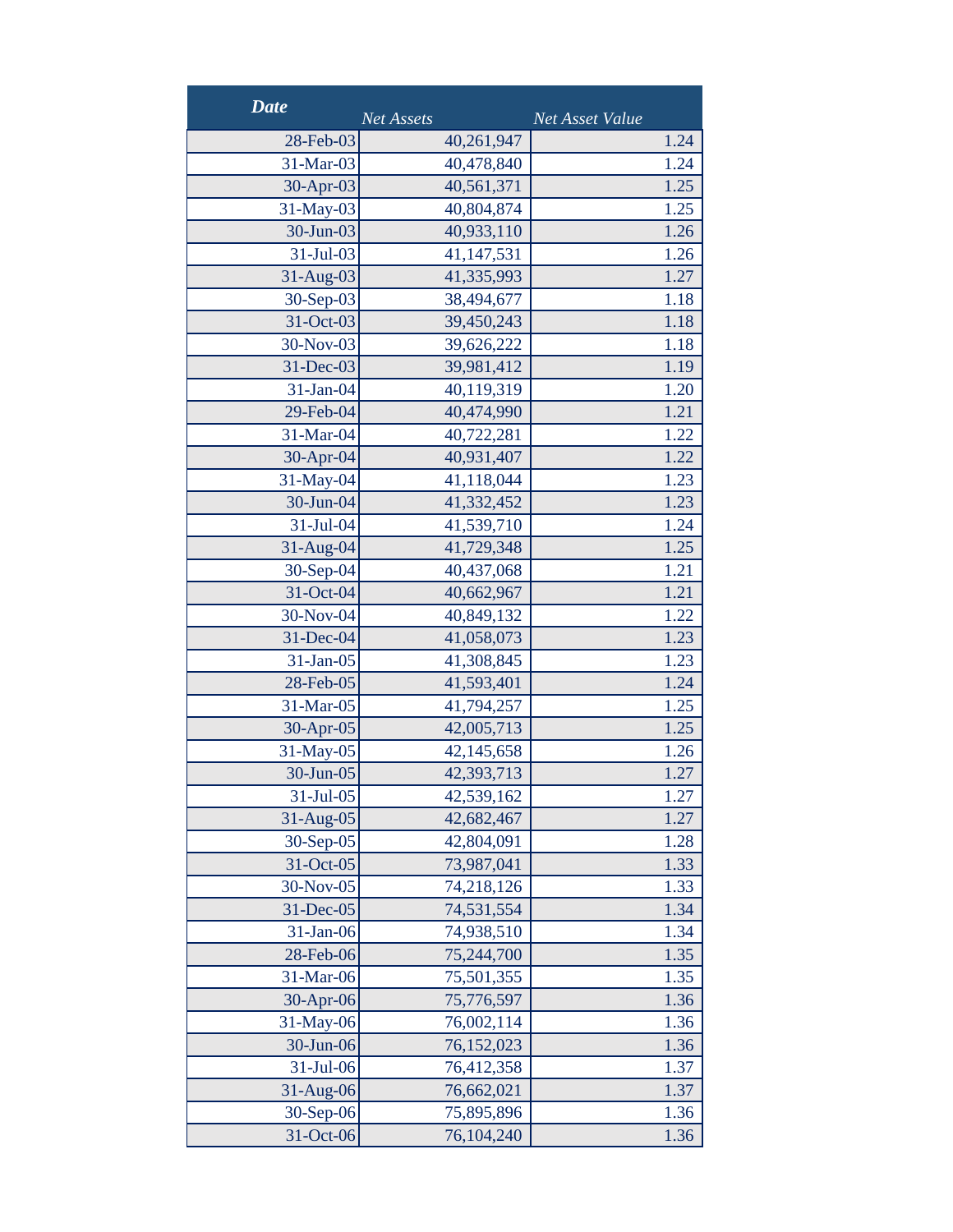| *Date* | *Net Assets* | *Net Asset Value* |
|---:|---:|---:|
| 28-Feb-03 | 40,261,947 | 1.24 |
| 31-Mar-03 | 40,478,840 | 1.24 |
| 30-Apr-03 | 40,561,371 | 1.25 |
| 31-May-03 | 40,804,874 | 1.25 |
| 30-Jun-03 | 40,933,110 | 1.26 |
| 31-Jul-03 | 41,147,531 | 1.26 |
| 31-Aug-03 | 41,335,993 | 1.27 |
| 30-Sep-03 | 38,494,677 | 1.18 |
| 31-Oct-03 | 39,450,243 | 1.18 |
| 30-Nov-03 | 39,626,222 | 1.18 |
| 31-Dec-03 | 39,981,412 | 1.19 |
| 31-Jan-04 | 40,119,319 | 1.20 |
| 29-Feb-04 | 40,474,990 | 1.21 |
| 31-Mar-04 | 40,722,281 | 1.22 |
| 30-Apr-04 | 40,931,407 | 1.22 |
| 31-May-04 | 41,118,044 | 1.23 |
| 30-Jun-04 | 41,332,452 | 1.23 |
| 31-Jul-04 | 41,539,710 | 1.24 |
| 31-Aug-04 | 41,729,348 | 1.25 |
| 30-Sep-04 | 40,437,068 | 1.21 |
| 31-Oct-04 | 40,662,967 | 1.21 |
| 30-Nov-04 | 40,849,132 | 1.22 |
| 31-Dec-04 | 41,058,073 | 1.23 |
| 31-Jan-05 | 41,308,845 | 1.23 |
| 28-Feb-05 | 41,593,401 | 1.24 |
| 31-Mar-05 | 41,794,257 | 1.25 |
| 30-Apr-05 | 42,005,713 | 1.25 |
| 31-May-05 | 42,145,658 | 1.26 |
| 30-Jun-05 | 42,393,713 | 1.27 |
| 31-Jul-05 | 42,539,162 | 1.27 |
| 31-Aug-05 | 42,682,467 | 1.27 |
| 30-Sep-05 | 42,804,091 | 1.28 |
| 31-Oct-05 | 73,987,041 | 1.33 |
| 30-Nov-05 | 74,218,126 | 1.33 |
| 31-Dec-05 | 74,531,554 | 1.34 |
| 31-Jan-06 | 74,938,510 | 1.34 |
| 28-Feb-06 | 75,244,700 | 1.35 |
| 31-Mar-06 | 75,501,355 | 1.35 |
| 30-Apr-06 | 75,776,597 | 1.36 |
| 31-May-06 | 76,002,114 | 1.36 |
| 30-Jun-06 | 76,152,023 | 1.36 |
| 31-Jul-06 | 76,412,358 | 1.37 |
| 31-Aug-06 | 76,662,021 | 1.37 |
| 30-Sep-06 | 75,895,896 | 1.36 |
| 31-Oct-06 | 76,104,240 | 1.36 |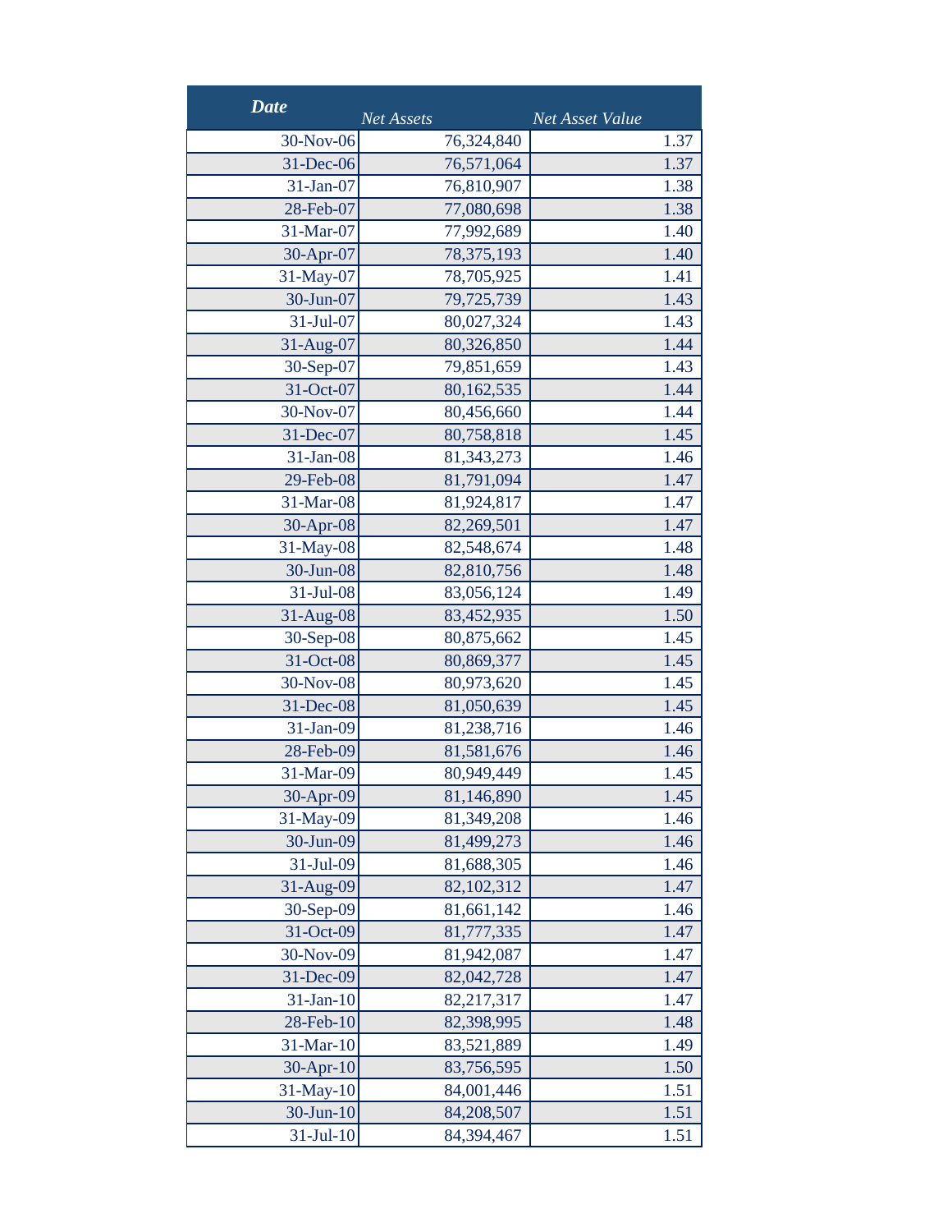| *Date* | *Net Assets* | *Net Asset Value* |
|---|---|---|
| 30-Nov-06 | 76,324,840 | 1.37 |
| 31-Dec-06 | 76,571,064 | 1.37 |
| 31-Jan-07 | 76,810,907 | 1.38 |
| 28-Feb-07 | 77,080,698 | 1.38 |
| 31-Mar-07 | 77,992,689 | 1.40 |
| 30-Apr-07 | 78,375,193 | 1.40 |
| 31-May-07 | 78,705,925 | 1.41 |
| 30-Jun-07 | 79,725,739 | 1.43 |
| 31-Jul-07 | 80,027,324 | 1.43 |
| 31-Aug-07 | 80,326,850 | 1.44 |
| 30-Sep-07 | 79,851,659 | 1.43 |
| 31-Oct-07 | 80,162,535 | 1.44 |
| 30-Nov-07 | 80,456,660 | 1.44 |
| 31-Dec-07 | 80,758,818 | 1.45 |
| 31-Jan-08 | 81,343,273 | 1.46 |
| 29-Feb-08 | 81,791,094 | 1.47 |
| 31-Mar-08 | 81,924,817 | 1.47 |
| 30-Apr-08 | 82,269,501 | 1.47 |
| 31-May-08 | 82,548,674 | 1.48 |
| 30-Jun-08 | 82,810,756 | 1.48 |
| 31-Jul-08 | 83,056,124 | 1.49 |
| 31-Aug-08 | 83,452,935 | 1.50 |
| 30-Sep-08 | 80,875,662 | 1.45 |
| 31-Oct-08 | 80,869,377 | 1.45 |
| 30-Nov-08 | 80,973,620 | 1.45 |
| 31-Dec-08 | 81,050,639 | 1.45 |
| 31-Jan-09 | 81,238,716 | 1.46 |
| 28-Feb-09 | 81,581,676 | 1.46 |
| 31-Mar-09 | 80,949,449 | 1.45 |
| 30-Apr-09 | 81,146,890 | 1.45 |
| 31-May-09 | 81,349,208 | 1.46 |
| 30-Jun-09 | 81,499,273 | 1.46 |
| 31-Jul-09 | 81,688,305 | 1.46 |
| 31-Aug-09 | 82,102,312 | 1.47 |
| 30-Sep-09 | 81,661,142 | 1.46 |
| 31-Oct-09 | 81,777,335 | 1.47 |
| 30-Nov-09 | 81,942,087 | 1.47 |
| 31-Dec-09 | 82,042,728 | 1.47 |
| 31-Jan-10 | 82,217,317 | 1.47 |
| 28-Feb-10 | 82,398,995 | 1.48 |
| 31-Mar-10 | 83,521,889 | 1.49 |
| 30-Apr-10 | 83,756,595 | 1.50 |
| 31-May-10 | 84,001,446 | 1.51 |
| 30-Jun-10 | 84,208,507 | 1.51 |
| 31-Jul-10 | 84,394,467 | 1.51 |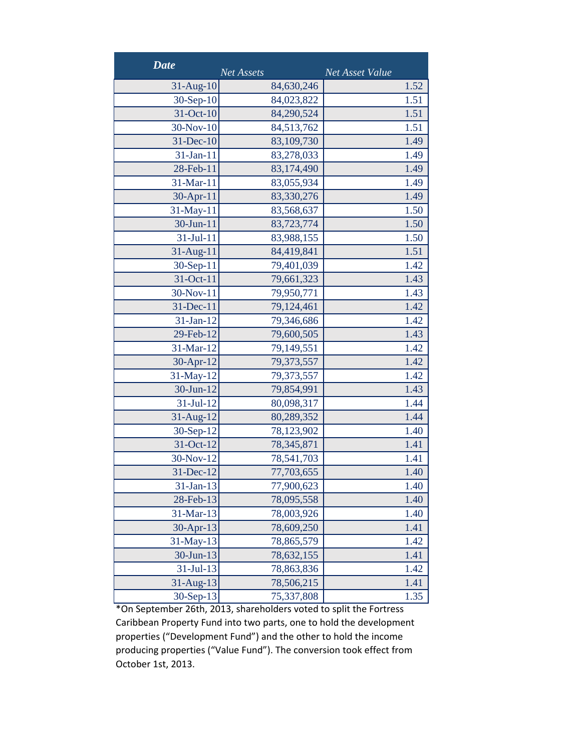| *Date* | *Net Assets* | *Net Asset Value* |
|---|---|---|
| 31-Aug-10 | 84,630,246 | 1.52 |
| 30-Sep-10 | 84,023,822 | 1.51 |
| 31-Oct-10 | 84,290,524 | 1.51 |
| 30-Nov-10 | 84,513,762 | 1.51 |
| 31-Dec-10 | 83,109,730 | 1.49 |
| 31-Jan-11 | 83,278,033 | 1.49 |
| 28-Feb-11 | 83,174,490 | 1.49 |
| 31-Mar-11 | 83,055,934 | 1.49 |
| 30-Apr-11 | 83,330,276 | 1.49 |
| 31-May-11 | 83,568,637 | 1.50 |
| 30-Jun-11 | 83,723,774 | 1.50 |
| 31-Jul-11 | 83,988,155 | 1.50 |
| 31-Aug-11 | 84,419,841 | 1.51 |
| 30-Sep-11 | 79,401,039 | 1.42 |
| 31-Oct-11 | 79,661,323 | 1.43 |
| 30-Nov-11 | 79,950,771 | 1.43 |
| 31-Dec-11 | 79,124,461 | 1.42 |
| 31-Jan-12 | 79,346,686 | 1.42 |
| 29-Feb-12 | 79,600,505 | 1.43 |
| 31-Mar-12 | 79,149,551 | 1.42 |
| 30-Apr-12 | 79,373,557 | 1.42 |
| 31-May-12 | 79,373,557 | 1.42 |
| 30-Jun-12 | 79,854,991 | 1.43 |
| 31-Jul-12 | 80,098,317 | 1.44 |
| 31-Aug-12 | 80,289,352 | 1.44 |
| 30-Sep-12 | 78,123,902 | 1.40 |
| 31-Oct-12 | 78,345,871 | 1.41 |
| 30-Nov-12 | 78,541,703 | 1.41 |
| 31-Dec-12 | 77,703,655 | 1.40 |
| 31-Jan-13 | 77,900,623 | 1.40 |
| 28-Feb-13 | 78,095,558 | 1.40 |
| 31-Mar-13 | 78,003,926 | 1.40 |
| 30-Apr-13 | 78,609,250 | 1.41 |
| 31-May-13 | 78,865,579 | 1.42 |
| 30-Jun-13 | 78,632,155 | 1.41 |
| 31-Jul-13 | 78,863,836 | 1.42 |
| 31-Aug-13 | 78,506,215 | 1.41 |
| 30-Sep-13 | 75,337,808 | 1.35 |

*On September 26th, 2013, shareholders voted to split the Fortress Caribbean Property Fund into two parts, one to hold the development properties ("Development Fund") and the other to hold the income producing properties ("Value Fund"). The conversion took effect from October 1st, 2013.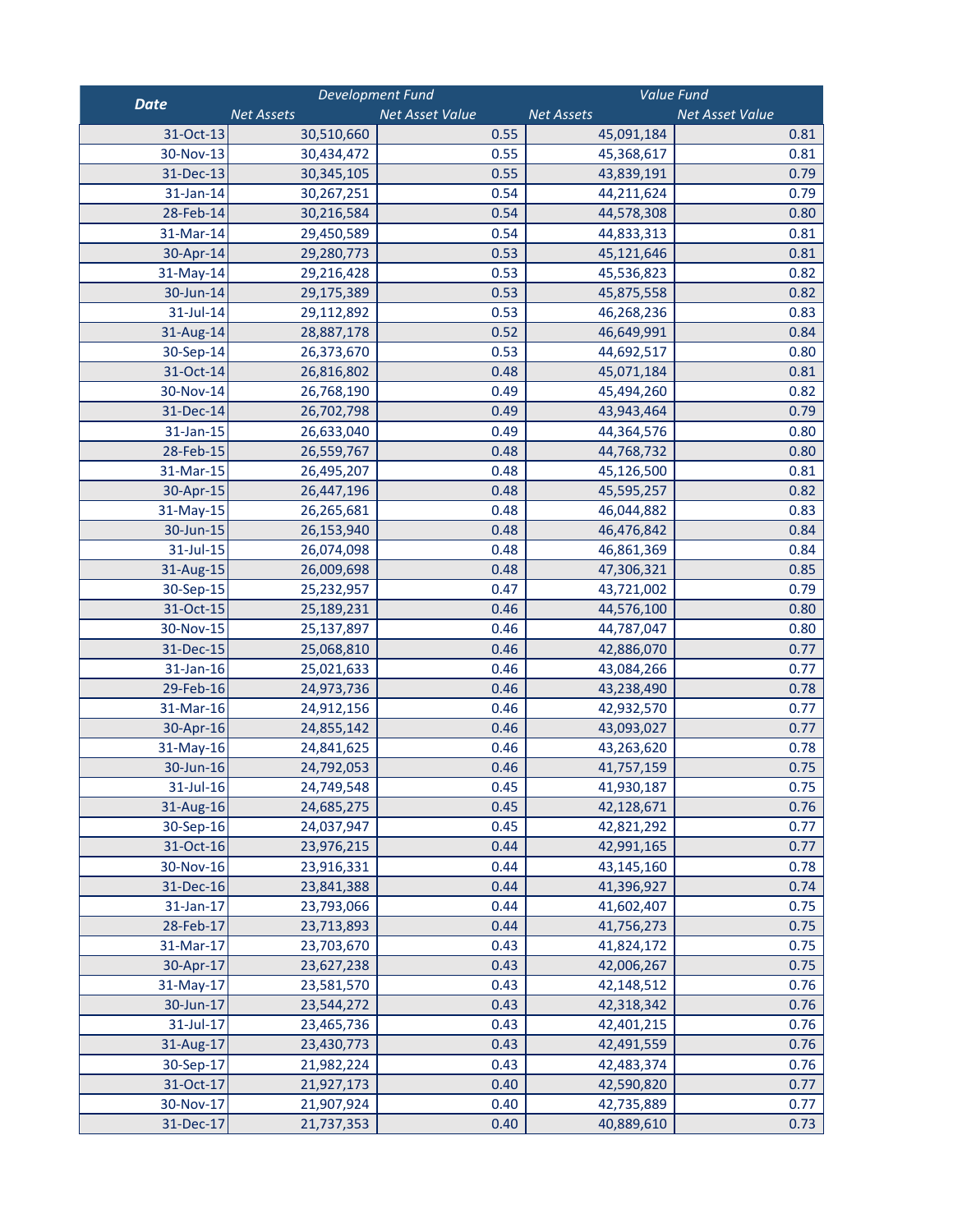| Date | Development Fund | | Value Fund | |
|---|---|---|---|---|
| | Net Assets | Net Asset Value | Net Assets | Net Asset Value |
| 31-Oct-13 | 30,510,660 | 0.55 | 45,091,184 | 0.81 |
| 30-Nov-13 | 30,434,472 | 0.55 | 45,368,617 | 0.81 |
| 31-Dec-13 | 30,345,105 | 0.55 | 43,839,191 | 0.79 |
| 31-Jan-14 | 30,267,251 | 0.54 | 44,211,624 | 0.79 |
| 28-Feb-14 | 30,216,584 | 0.54 | 44,578,308 | 0.80 |
| 31-Mar-14 | 29,450,589 | 0.54 | 44,833,313 | 0.81 |
| 30-Apr-14 | 29,280,773 | 0.53 | 45,121,646 | 0.81 |
| 31-May-14 | 29,216,428 | 0.53 | 45,536,823 | 0.82 |
| 30-Jun-14 | 29,175,389 | 0.53 | 45,875,558 | 0.82 |
| 31-Jul-14 | 29,112,892 | 0.53 | 46,268,236 | 0.83 |
| 31-Aug-14 | 28,887,178 | 0.52 | 46,649,991 | 0.84 |
| 30-Sep-14 | 26,373,670 | 0.53 | 44,692,517 | 0.80 |
| 31-Oct-14 | 26,816,802 | 0.48 | 45,071,184 | 0.81 |
| 30-Nov-14 | 26,768,190 | 0.49 | 45,494,260 | 0.82 |
| 31-Dec-14 | 26,702,798 | 0.49 | 43,943,464 | 0.79 |
| 31-Jan-15 | 26,633,040 | 0.49 | 44,364,576 | 0.80 |
| 28-Feb-15 | 26,559,767 | 0.48 | 44,768,732 | 0.80 |
| 31-Mar-15 | 26,495,207 | 0.48 | 45,126,500 | 0.81 |
| 30-Apr-15 | 26,447,196 | 0.48 | 45,595,257 | 0.82 |
| 31-May-15 | 26,265,681 | 0.48 | 46,044,882 | 0.83 |
| 30-Jun-15 | 26,153,940 | 0.48 | 46,476,842 | 0.84 |
| 31-Jul-15 | 26,074,098 | 0.48 | 46,861,369 | 0.84 |
| 31-Aug-15 | 26,009,698 | 0.48 | 47,306,321 | 0.85 |
| 30-Sep-15 | 25,232,957 | 0.47 | 43,721,002 | 0.79 |
| 31-Oct-15 | 25,189,231 | 0.46 | 44,576,100 | 0.80 |
| 30-Nov-15 | 25,137,897 | 0.46 | 44,787,047 | 0.80 |
| 31-Dec-15 | 25,068,810 | 0.46 | 42,886,070 | 0.77 |
| 31-Jan-16 | 25,021,633 | 0.46 | 43,084,266 | 0.77 |
| 29-Feb-16 | 24,973,736 | 0.46 | 43,238,490 | 0.78 |
| 31-Mar-16 | 24,912,156 | 0.46 | 42,932,570 | 0.77 |
| 30-Apr-16 | 24,855,142 | 0.46 | 43,093,027 | 0.77 |
| 31-May-16 | 24,841,625 | 0.46 | 43,263,620 | 0.78 |
| 30-Jun-16 | 24,792,053 | 0.46 | 41,757,159 | 0.75 |
| 31-Jul-16 | 24,749,548 | 0.45 | 41,930,187 | 0.75 |
| 31-Aug-16 | 24,685,275 | 0.45 | 42,128,671 | 0.76 |
| 30-Sep-16 | 24,037,947 | 0.45 | 42,821,292 | 0.77 |
| 31-Oct-16 | 23,976,215 | 0.44 | 42,991,165 | 0.77 |
| 30-Nov-16 | 23,916,331 | 0.44 | 43,145,160 | 0.78 |
| 31-Dec-16 | 23,841,388 | 0.44 | 41,396,927 | 0.74 |
| 31-Jan-17 | 23,793,066 | 0.44 | 41,602,407 | 0.75 |
| 28-Feb-17 | 23,713,893 | 0.44 | 41,756,273 | 0.75 |
| 31-Mar-17 | 23,703,670 | 0.43 | 41,824,172 | 0.75 |
| 30-Apr-17 | 23,627,238 | 0.43 | 42,006,267 | 0.75 |
| 31-May-17 | 23,581,570 | 0.43 | 42,148,512 | 0.76 |
| 30-Jun-17 | 23,544,272 | 0.43 | 42,318,342 | 0.76 |
| 31-Jul-17 | 23,465,736 | 0.43 | 42,401,215 | 0.76 |
| 31-Aug-17 | 23,430,773 | 0.43 | 42,491,559 | 0.76 |
| 30-Sep-17 | 21,982,224 | 0.43 | 42,483,374 | 0.76 |
| 31-Oct-17 | 21,927,173 | 0.40 | 42,590,820 | 0.77 |
| 30-Nov-17 | 21,907,924 | 0.40 | 42,735,889 | 0.77 |
| 31-Dec-17 | 21,737,353 | 0.40 | 40,889,610 | 0.73 |